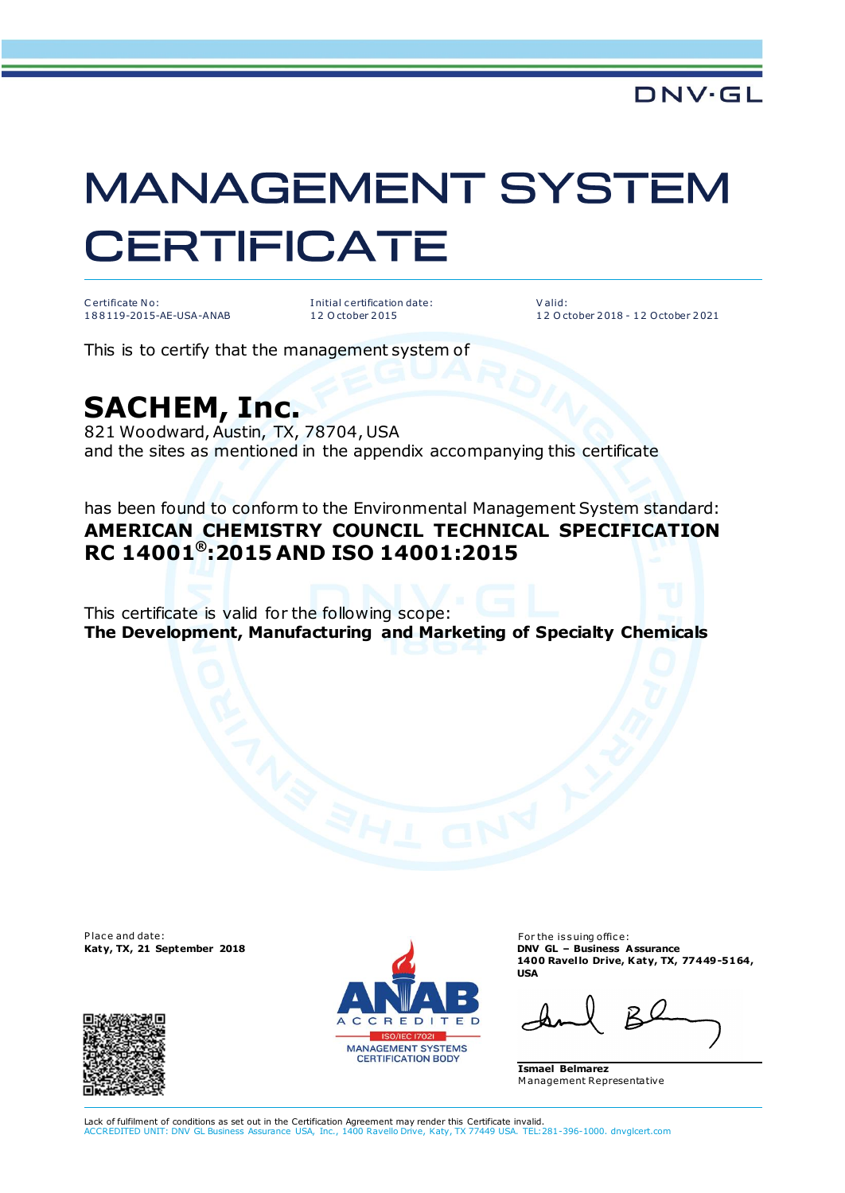DNV·GL

# MANAGEMENT SYSTEM CERTIFICATE

| Certificate No: | Initial certification date: | Valid: |
| --- | --- | --- |
| 188119-2015-AE-USA-ANAB | 12 October 2015 | 12 October 2018 - 12 October 2021 |

This is to certify that the management system of

## SACHEM, Inc.

821 Woodward, Austin, TX, 78704, USA
and the sites as mentioned in the appendix accompanying this certificate

has been found to conform to the Environmental Management System standard:
**AMERICAN CHEMISTRY COUNCIL TECHNICAL SPECIFICATION RC 14001®:2015 AND ISO 14001:2015**

This certificate is valid for the following scope:
**The Development, Manufacturing and Marketing of Specialty Chemicals**

Place and date:
**Katy, TX, 21 September 2018**

ANAB ACCREDITED ISO/IEC 17021 MANAGEMENT SYSTEMS CERTIFICATION BODY

For the issuing office:
**DNV GL – Business Assurance**
**1400 Ravello Drive, Katy, TX, 77449-5164, USA**

**Ismael Belmarez**
Management Representative

Lack of fulfilment of conditions as set out in the Certification Agreement may render this Certificate invalid.
ACCREDITED UNIT: DNV GL Business Assurance USA, Inc., 1400 Ravello Drive, Katy, TX 77449 USA. TEL:281-396-1000. dnvglcert.com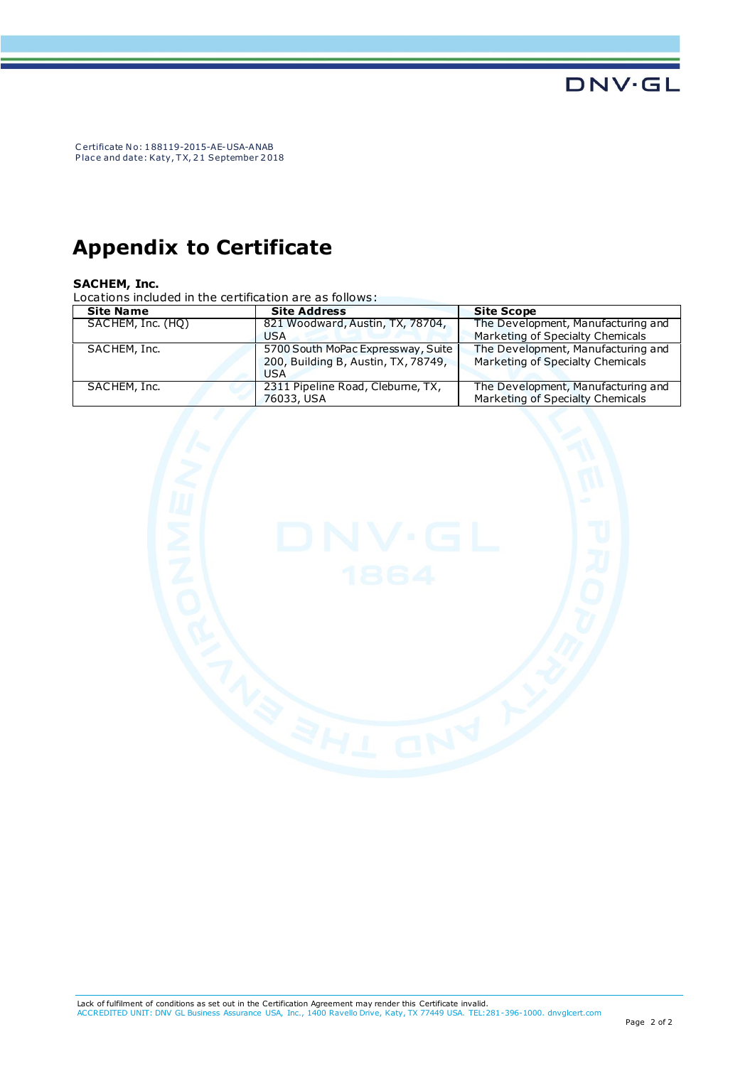Certificate No: 188119-2015-AE-USA-ANAB
Place and date: Katy, TX, 21 September 2018

# Appendix to Certificate

**SACHEM, Inc.**
Locations included in the certification are as follows:

| Site Name | Site Address | Site Scope |
|---|---|---|
| SACHEM, Inc. (HQ) | 821 Woodward, Austin, TX, 78704, USA | The Development, Manufacturing and Marketing of Specialty Chemicals |
| SACHEM, Inc. | 5700 South MoPac Expressway, Suite 200, Building B, Austin, TX, 78749, USA | The Development, Manufacturing and Marketing of Specialty Chemicals |
| SACHEM, Inc. | 2311 Pipeline Road, Cleburne, TX, 76033, USA | The Development, Manufacturing and Marketing of Specialty Chemicals |

Lack of fulfilment of conditions as set out in the Certification Agreement may render this Certificate invalid.
ACCREDITED UNIT: DNV GL Business Assurance USA, Inc., 1400 Ravello Drive, Katy, TX 77449 USA. TEL:281-396-1000. dnvglcert.com